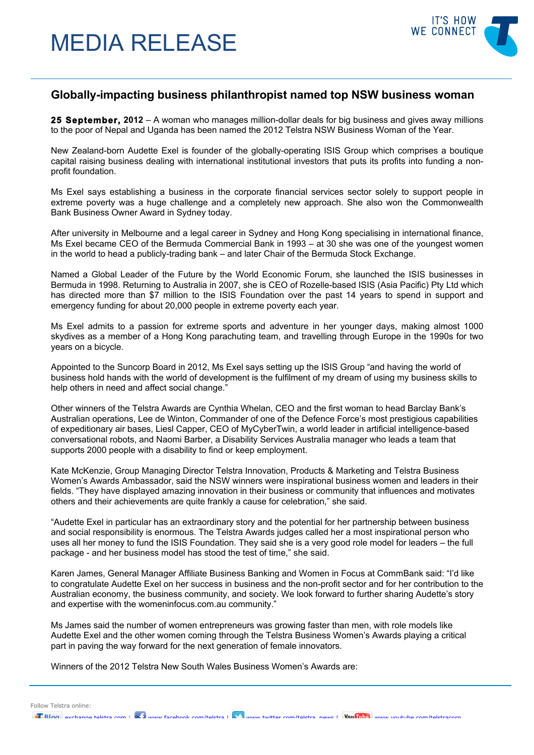# MEDIA RELEASE

IT'S HOW WE CONNECT

## Globally-impacting business philanthropist named top NSW business woman

**25 September, 2012** – A woman who manages million-dollar deals for big business and gives away millions to the poor of Nepal and Uganda has been named the 2012 Telstra NSW Business Woman of the Year.

New Zealand-born Audette Exel is founder of the globally-operating ISIS Group which comprises a boutique capital raising business dealing with international institutional investors that puts its profits into funding a non-profit foundation.

Ms Exel says establishing a business in the corporate financial services sector solely to support people in extreme poverty was a huge challenge and a completely new approach. She also won the Commonwealth Bank Business Owner Award in Sydney today.

After university in Melbourne and a legal career in Sydney and Hong Kong specialising in international finance, Ms Exel became CEO of the Bermuda Commercial Bank in 1993 – at 30 she was one of the youngest women in the world to head a publicly-trading bank – and later Chair of the Bermuda Stock Exchange.

Named a Global Leader of the Future by the World Economic Forum, she launched the ISIS businesses in Bermuda in 1998. Returning to Australia in 2007, she is CEO of Rozelle-based ISIS (Asia Pacific) Pty Ltd which has directed more than $7 million to the ISIS Foundation over the past 14 years to spend in support and emergency funding for about 20,000 people in extreme poverty each year.

Ms Exel admits to a passion for extreme sports and adventure in her younger days, making almost 1000 skydives as a member of a Hong Kong parachuting team, and travelling through Europe in the 1990s for two years on a bicycle.

Appointed to the Suncorp Board in 2012, Ms Exel says setting up the ISIS Group "and having the world of business hold hands with the world of development is the fulfilment of my dream of using my business skills to help others in need and affect social change."

Other winners of the Telstra Awards are Cynthia Whelan, CEO and the first woman to head Barclay Bank's Australian operations, Lee de Winton, Commander of one of the Defence Force's most prestigious capabilities of expeditionary air bases, Liesl Capper, CEO of MyCyberTwin, a world leader in artificial intelligence-based conversational robots, and Naomi Barber, a Disability Services Australia manager who leads a team that supports 2000 people with a disability to find or keep employment.

Kate McKenzie, Group Managing Director Telstra Innovation, Products & Marketing and Telstra Business Women's Awards Ambassador, said the NSW winners were inspirational business women and leaders in their fields. "They have displayed amazing innovation in their business or community that influences and motivates others and their achievements are quite frankly a cause for celebration," she said.

"Audette Exel in particular has an extraordinary story and the potential for her partnership between business and social responsibility is enormous. The Telstra Awards judges called her a most inspirational person who uses all her money to fund the ISIS Foundation. They said she is a very good role model for leaders – the full package - and her business model has stood the test of time," she said.

Karen James, General Manager Affiliate Business Banking and Women in Focus at CommBank said: "I'd like to congratulate Audette Exel on her success in business and the non-profit sector and for her contribution to the Australian economy, the business community, and society. We look forward to further sharing Audette's story and expertise with the womeninfocus.com.au community."

Ms James said the number of women entrepreneurs was growing faster than men, with role models like Audette Exel and the other women coming through the Telstra Business Women's Awards playing a critical part in paving the way forward for the next generation of female innovators.

Winners of the 2012 Telstra New South Wales Business Women's Awards are: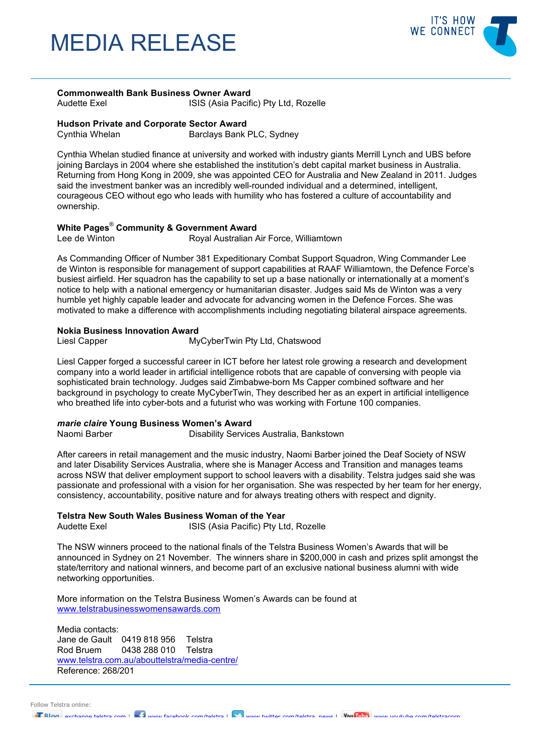# MEDIA RELEASE

IT'S HOW WE CONNECT

**Commonwealth Bank Business Owner Award**
Audette Exel ISIS (Asia Pacific) Pty Ltd, Rozelle

**Hudson Private and Corporate Sector Award**
Cynthia Whelan Barclays Bank PLC, Sydney

Cynthia Whelan studied finance at university and worked with industry giants Merrill Lynch and UBS before joining Barclays in 2004 where she established the institution's debt capital market business in Australia. Returning from Hong Kong in 2009, she was appointed CEO for Australia and New Zealand in 2011. Judges said the investment banker was an incredibly well-rounded individual and a determined, intelligent, courageous CEO without ego who leads with humility who has fostered a culture of accountability and ownership.

**White Pages® Community & Government Award**
Lee de Winton Royal Australian Air Force, Williamtown

As Commanding Officer of Number 381 Expeditionary Combat Support Squadron, Wing Commander Lee de Winton is responsible for management of support capabilities at RAAF Williamtown, the Defence Force's busiest airfield. Her squadron has the capability to set up a base nationally or internationally at a moment's notice to help with a national emergency or humanitarian disaster. Judges said Ms de Winton was a very humble yet highly capable leader and advocate for advancing women in the Defence Forces. She was motivated to make a difference with accomplishments including negotiating bilateral airspace agreements.

**Nokia Business Innovation Award**
Liesl Capper MyCyberTwin Pty Ltd, Chatswood

Liesl Capper forged a successful career in ICT before her latest role growing a research and development company into a world leader in artificial intelligence robots that are capable of conversing with people via sophisticated brain technology. Judges said Zimbabwe-born Ms Capper combined software and her background in psychology to create MyCyberTwin, They described her as an expert in artificial intelligence who breathed life into cyber-bots and a futurist who was working with Fortune 100 companies.

***marie claire* Young Business Women's Award**
Naomi Barber Disability Services Australia, Bankstown

After careers in retail management and the music industry, Naomi Barber joined the Deaf Society of NSW and later Disability Services Australia, where she is Manager Access and Transition and manages teams across NSW that deliver employment support to school leavers with a disability. Telstra judges said she was passionate and professional with a vision for her organisation. She was respected by her team for her energy, consistency, accountability, positive nature and for always treating others with respect and dignity.

**Telstra New South Wales Business Woman of the Year**
Audette Exel ISIS (Asia Pacific) Pty Ltd, Rozelle

The NSW winners proceed to the national finals of the Telstra Business Women's Awards that will be announced in Sydney on 21 November. The winners share in $200,000 in cash and prizes split amongst the state/territory and national winners, and become part of an exclusive national business alumni with wide networking opportunities.

More information on the Telstra Business Women's Awards can be found at www.telstrabusinesswomensawards.com

Media contacts:
Jane de Gault 0419 818 956 Telstra
Rod Bruem 0438 288 010 Telstra
www.telstra.com.au/abouttelstra/media-centre/
Reference: 268/201

Follow Telstra online:
exchange.telstra.com | www.facebook.com/telstra | www.twitter.com/telstra_news | www.youtube.com/telstracorp